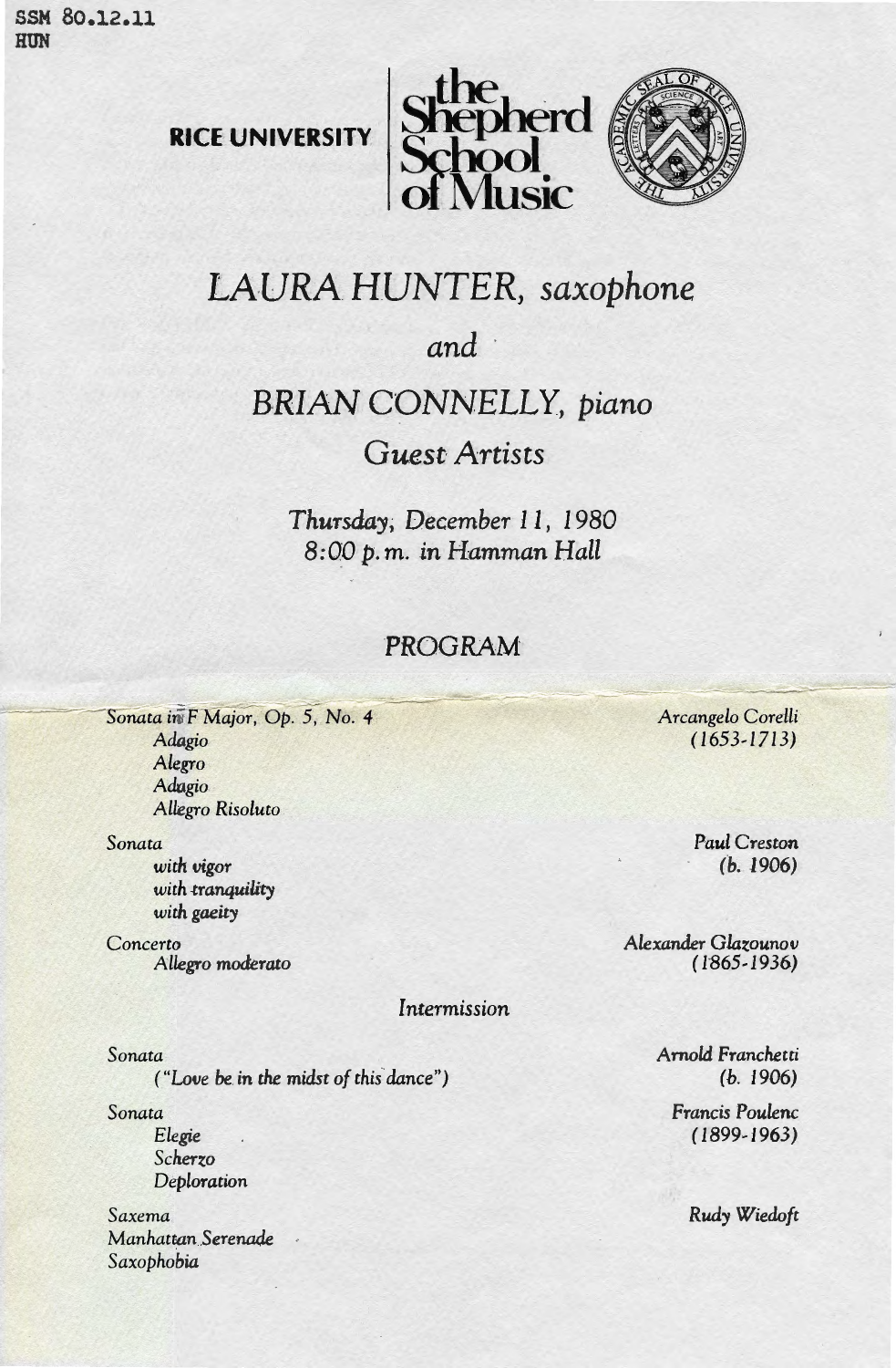SSM 80.12.11
HUN

RICE UNIVERSITY | the Shepherd School of Music

# *LAURA HUNTER, saxophone*

*and*

# *BRIAN CONNELLY, piano*

## *Guest Artists*

*Thursday, December 11, 1980*
*8:00 p.m. in Hamman Hall*

## PROGRAM

*Sonata in F Major, Op. 5, No. 4* — *Arcangelo Corelli (1653-1713)*
- *Adagio*
- *Alegro*
- *Adagio*
- *Allegro Risoluto*

*Sonata* — *Paul Creston (b. 1906)*
- *with vigor*
- *with tranquility*
- *with gaeity*

*Concerto* — *Alexander Glazounov (1865-1936)*
- *Allegro moderato*

*Intermission*

*Sonata* — *Arnold Franchetti (b. 1906)*
- *("Love be in the midst of this dance")*

*Sonata* — *Francis Poulenc (1899-1963)*
- *Elegie*
- *Scherzo*
- *Deploration*

*Saxema* — *Rudy Wiedoft*
*Manhattan Serenade*
*Saxophobia*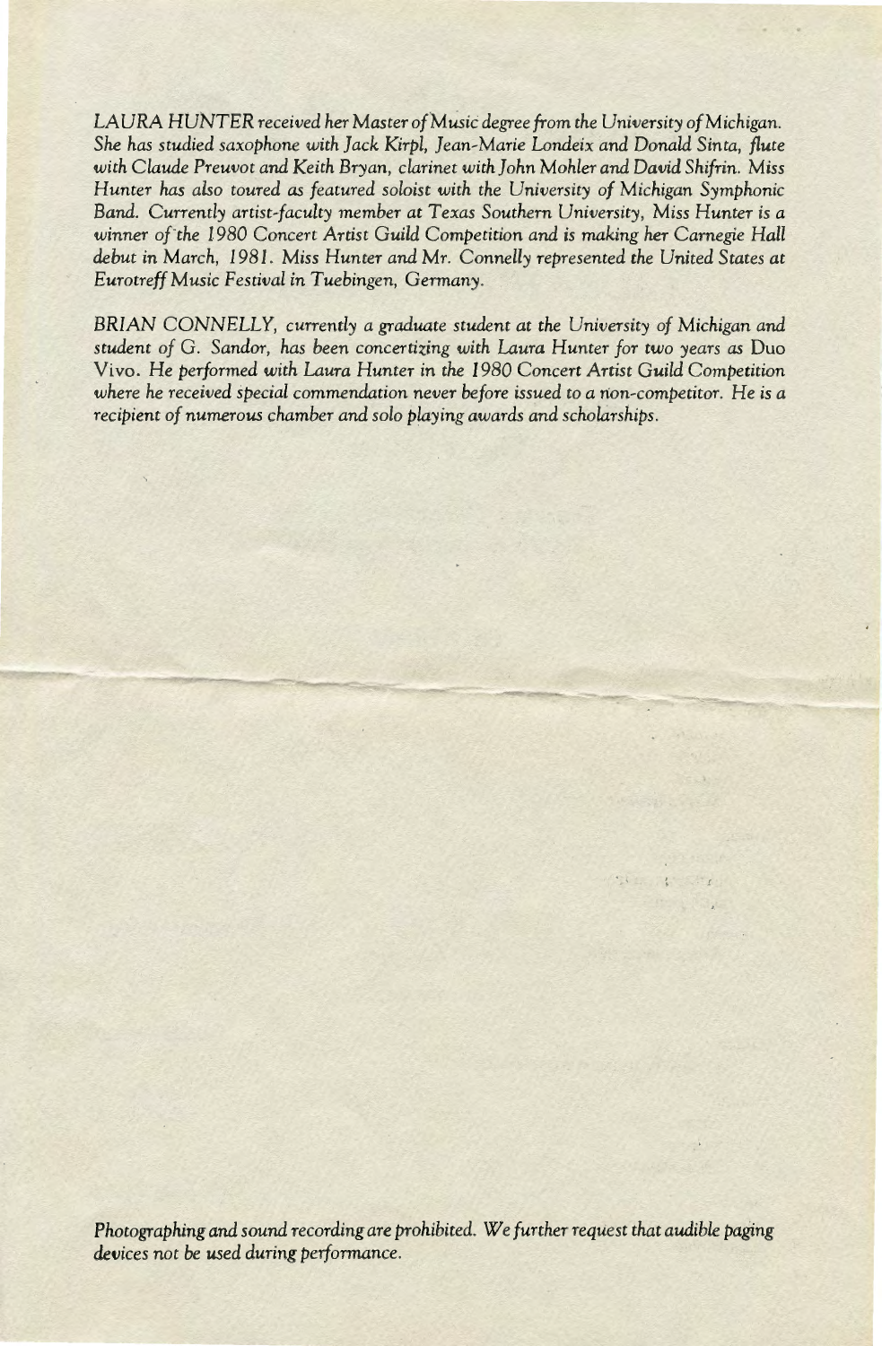*LAURA HUNTER received her Master of Music degree from the University of Michigan. She has studied saxophone with Jack Kirpl, Jean-Marie Londeix and Donald Sinta, flute with Claude Preuvot and Keith Bryan, clarinet with John Mohler and David Shifrin. Miss Hunter has also toured as featured soloist with the University of Michigan Symphonic Band. Currently artist-faculty member at Texas Southern University, Miss Hunter is a winner of the 1980 Concert Artist Guild Competition and is making her Carnegie Hall debut in March, 1981. Miss Hunter and Mr. Connelly represented the United States at Eurotreff Music Festival in Tuebingen, Germany.*

*BRIAN CONNELLY, currently a graduate student at the University of Michigan and student of G. Sandor, has been concertizing with Laura Hunter for two years as* Duo Vivo. *He performed with Laura Hunter in the 1980 Concert Artist Guild Competition where he received special commendation never before issued to a non-competitor. He is a recipient of numerous chamber and solo playing awards and scholarships.*

*Photographing and sound recording are prohibited. We further request that audible paging devices not be used during performance.*